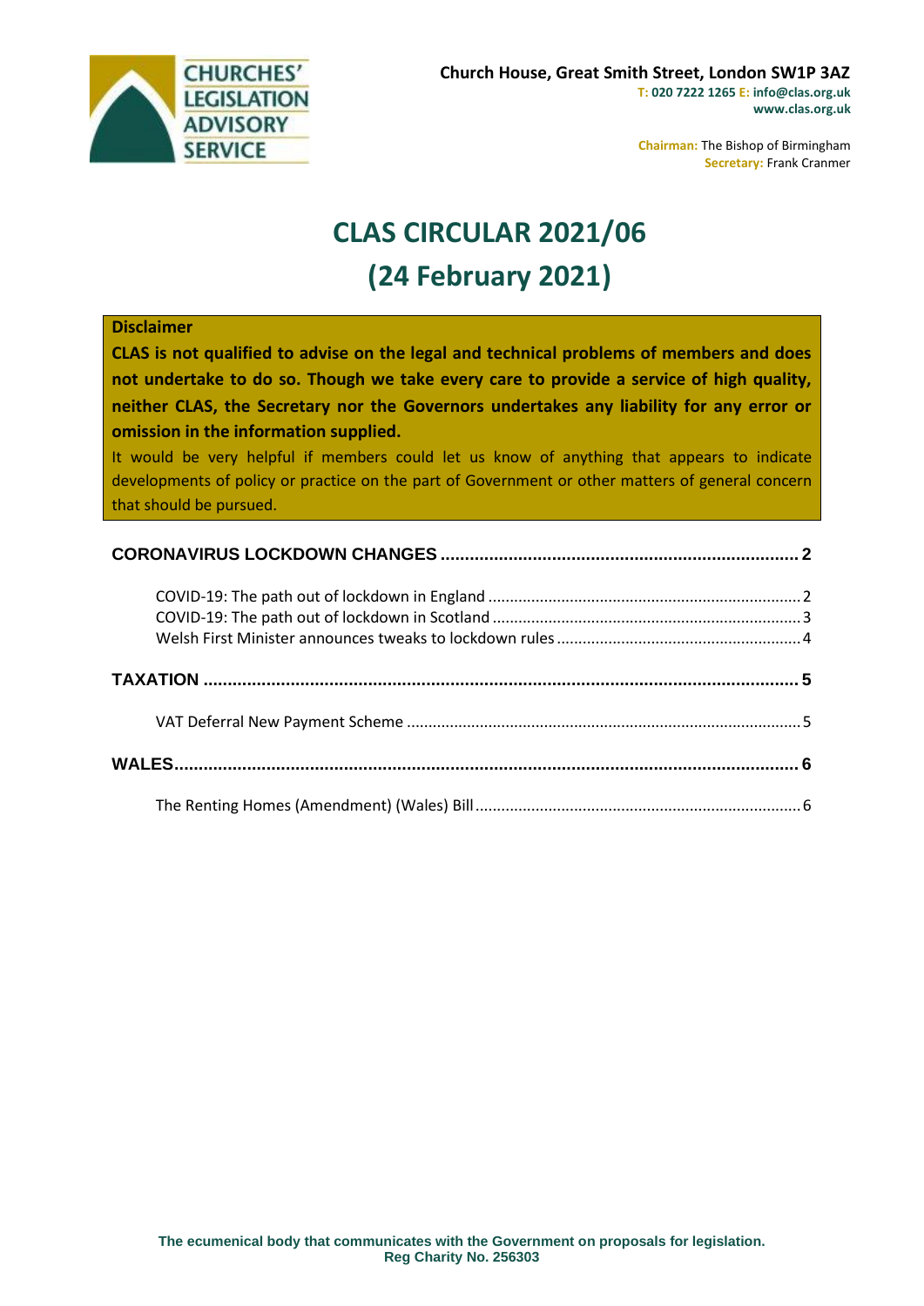**CHURCHES' LEGISLATION ADVISORY SERVICE**

**Church House, Great Smith Street, London SW1P 3AZ**
**T: 020 7222 1265 E: info@clas.org.uk**
**www.clas.org.uk**

**Chairman:** The Bishop of Birmingham
**Secretary:** Frank Cranmer

# CLAS CIRCULAR 2021/06
# (24 February 2021)

**Disclaimer**

**CLAS is not qualified to advise on the legal and technical problems of members and does not undertake to do so. Though we take every care to provide a service of high quality, neither CLAS, the Secretary nor the Governors undertakes any liability for any error or omission in the information supplied.**

It would be very helpful if members could let us know of anything that appears to indicate developments of policy or practice on the part of Government or other matters of general concern that should be pursued.

**CORONAVIRUS LOCKDOWN CHANGES** .......... 2

- COVID-19: The path out of lockdown in England .......... 2
- COVID-19: The path out of lockdown in Scotland .......... 3
- Welsh First Minister announces tweaks to lockdown rules .......... 4

**TAXATION** .......... 5

- VAT Deferral New Payment Scheme .......... 5

**WALES** .......... 6

- The Renting Homes (Amendment) (Wales) Bill .......... 6

**The ecumenical body that communicates with the Government on proposals for legislation.**
**Reg Charity No. 256303**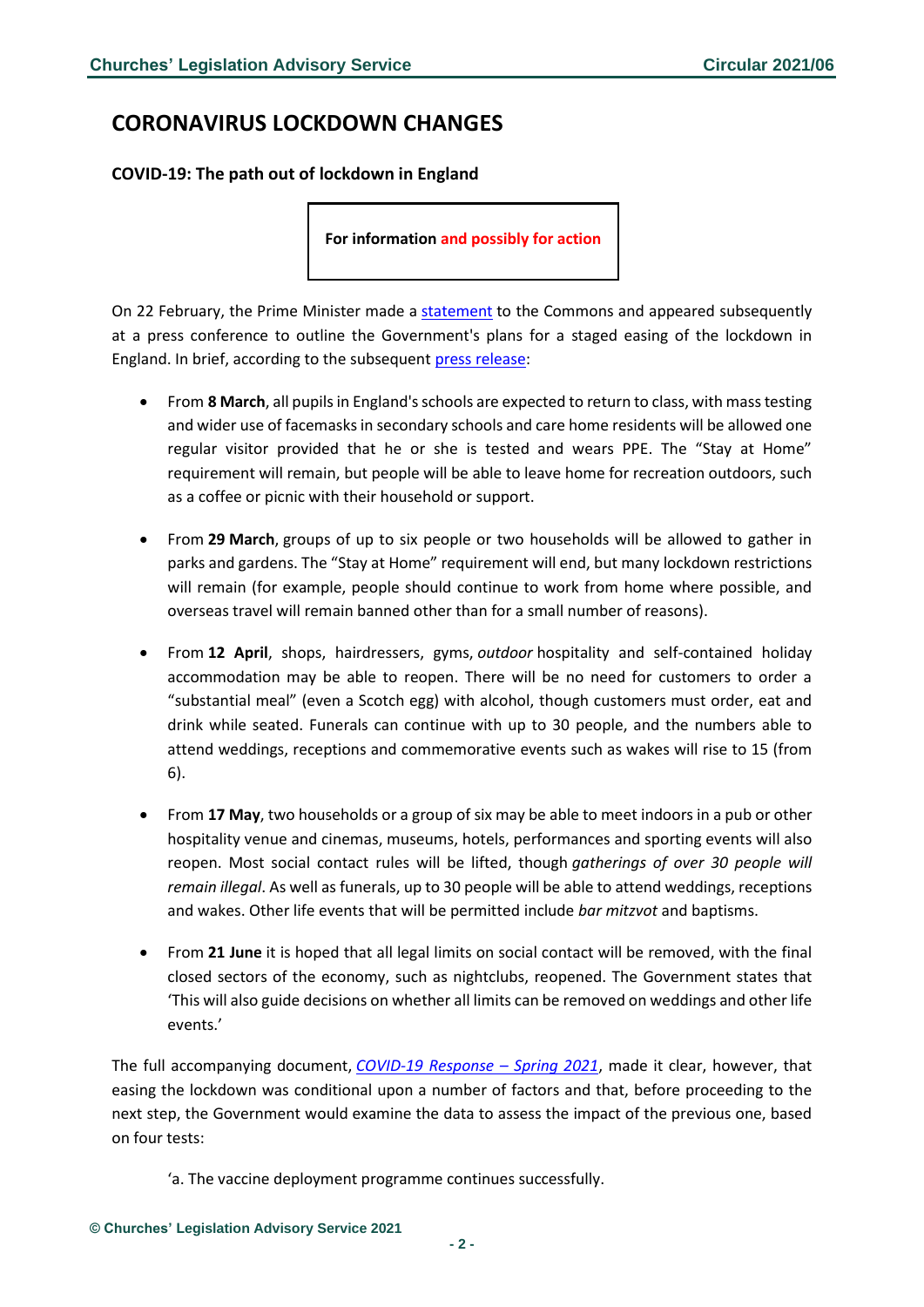## CORONAVIRUS LOCKDOWN CHANGES

### COVID-19: The path out of lockdown in England

**For information and possibly for action**

On 22 February, the Prime Minister made a statement to the Commons and appeared subsequently at a press conference to outline the Government's plans for a staged easing of the lockdown in England. In brief, according to the subsequent press release:

- From **8 March**, all pupils in England's schools are expected to return to class, with mass testing and wider use of facemasks in secondary schools and care home residents will be allowed one regular visitor provided that he or she is tested and wears PPE. The "Stay at Home" requirement will remain, but people will be able to leave home for recreation outdoors, such as a coffee or picnic with their household or support.

- From **29 March**, groups of up to six people or two households will be allowed to gather in parks and gardens. The "Stay at Home" requirement will end, but many lockdown restrictions will remain (for example, people should continue to work from home where possible, and overseas travel will remain banned other than for a small number of reasons).

- From **12 April**, shops, hairdressers, gyms, *outdoor* hospitality and self-contained holiday accommodation may be able to reopen. There will be no need for customers to order a "substantial meal" (even a Scotch egg) with alcohol, though customers must order, eat and drink while seated. Funerals can continue with up to 30 people, and the numbers able to attend weddings, receptions and commemorative events such as wakes will rise to 15 (from 6).

- From **17 May**, two households or a group of six may be able to meet indoors in a pub or other hospitality venue and cinemas, museums, hotels, performances and sporting events will also reopen. Most social contact rules will be lifted, though *gatherings of over 30 people will remain illegal*. As well as funerals, up to 30 people will be able to attend weddings, receptions and wakes. Other life events that will be permitted include *bar mitzvot* and baptisms.

- From **21 June** it is hoped that all legal limits on social contact will be removed, with the final closed sectors of the economy, such as nightclubs, reopened. The Government states that 'This will also guide decisions on whether all limits can be removed on weddings and other life events.'

The full accompanying document, *COVID-19 Response – Spring 2021*, made it clear, however, that easing the lockdown was conditional upon a number of factors and that, before proceeding to the next step, the Government would examine the data to assess the impact of the previous one, based on four tests:

> 'a. The vaccine deployment programme continues successfully.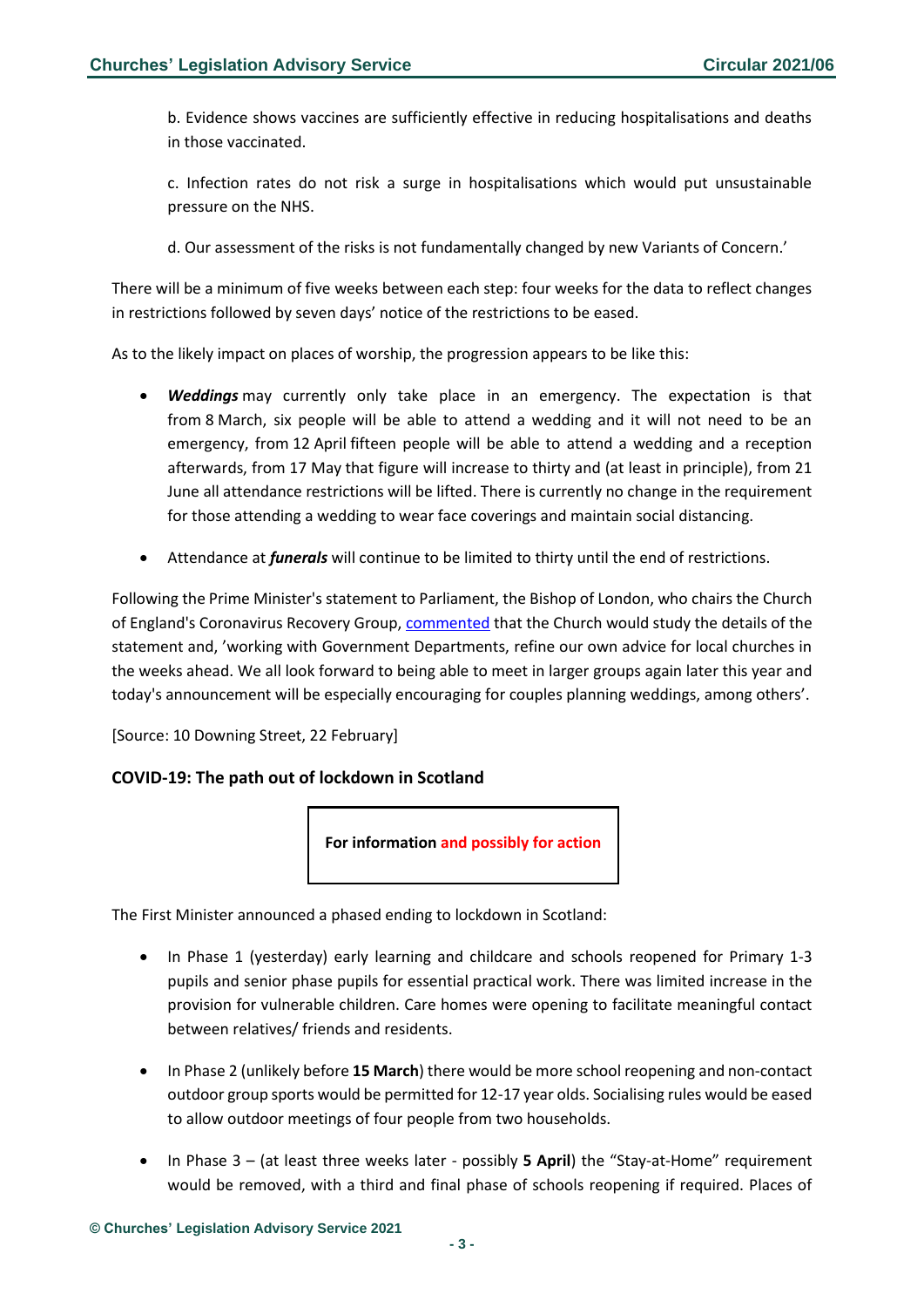b. Evidence shows vaccines are sufficiently effective in reducing hospitalisations and deaths in those vaccinated.

c. Infection rates do not risk a surge in hospitalisations which would put unsustainable pressure on the NHS.

d. Our assessment of the risks is not fundamentally changed by new Variants of Concern.'

There will be a minimum of five weeks between each step: four weeks for the data to reflect changes in restrictions followed by seven days' notice of the restrictions to be eased.

As to the likely impact on places of worship, the progression appears to be like this:

- ***Weddings*** may currently only take place in an emergency. The expectation is that from 8 March, six people will be able to attend a wedding and it will not need to be an emergency, from 12 April fifteen people will be able to attend a wedding and a reception afterwards, from 17 May that figure will increase to thirty and (at least in principle), from 21 June all attendance restrictions will be lifted. There is currently no change in the requirement for those attending a wedding to wear face coverings and maintain social distancing.
- Attendance at ***funerals*** will continue to be limited to thirty until the end of restrictions.

Following the Prime Minister's statement to Parliament, the Bishop of London, who chairs the Church of England's Coronavirus Recovery Group, commented that the Church would study the details of the statement and, 'working with Government Departments, refine our own advice for local churches in the weeks ahead. We all look forward to being able to meet in larger groups again later this year and today's announcement will be especially encouraging for couples planning weddings, among others'.

[Source: 10 Downing Street, 22 February]

### COVID-19: The path out of lockdown in Scotland

**For information and possibly for action**

The First Minister announced a phased ending to lockdown in Scotland:

- In Phase 1 (yesterday) early learning and childcare and schools reopened for Primary 1-3 pupils and senior phase pupils for essential practical work. There was limited increase in the provision for vulnerable children. Care homes were opening to facilitate meaningful contact between relatives/ friends and residents.
- In Phase 2 (unlikely before **15 March**) there would be more school reopening and non-contact outdoor group sports would be permitted for 12-17 year olds. Socialising rules would be eased to allow outdoor meetings of four people from two households.
- In Phase 3 – (at least three weeks later - possibly **5 April**) the "Stay-at-Home" requirement would be removed, with a third and final phase of schools reopening if required. Places of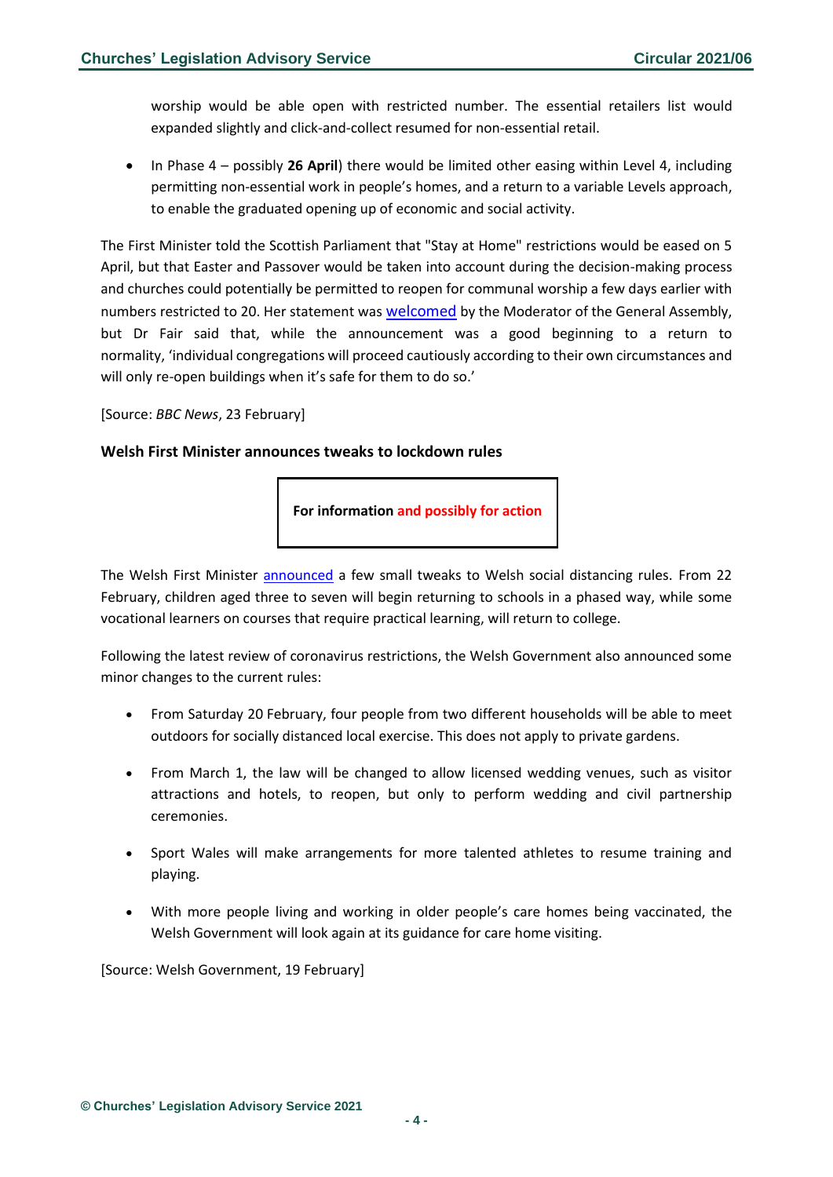worship would be able open with restricted number. The essential retailers list would expanded slightly and click-and-collect resumed for non-essential retail.

- In Phase 4 – possibly **26 April**) there would be limited other easing within Level 4, including permitting non-essential work in people's homes, and a return to a variable Levels approach, to enable the graduated opening up of economic and social activity.

The First Minister told the Scottish Parliament that "Stay at Home" restrictions would be eased on 5 April, but that Easter and Passover would be taken into account during the decision-making process and churches could potentially be permitted to reopen for communal worship a few days earlier with numbers restricted to 20. Her statement was welcomed by the Moderator of the General Assembly, but Dr Fair said that, while the announcement was a good beginning to a return to normality, 'individual congregations will proceed cautiously according to their own circumstances and will only re-open buildings when it's safe for them to do so.'

[Source: *BBC News*, 23 February]

### Welsh First Minister announces tweaks to lockdown rules

**For information and possibly for action**

The Welsh First Minister announced a few small tweaks to Welsh social distancing rules. From 22 February, children aged three to seven will begin returning to schools in a phased way, while some vocational learners on courses that require practical learning, will return to college.

Following the latest review of coronavirus restrictions, the Welsh Government also announced some minor changes to the current rules:

- From Saturday 20 February, four people from two different households will be able to meet outdoors for socially distanced local exercise. This does not apply to private gardens.
- From March 1, the law will be changed to allow licensed wedding venues, such as visitor attractions and hotels, to reopen, but only to perform wedding and civil partnership ceremonies.
- Sport Wales will make arrangements for more talented athletes to resume training and playing.
- With more people living and working in older people's care homes being vaccinated, the Welsh Government will look again at its guidance for care home visiting.

[Source: Welsh Government, 19 February]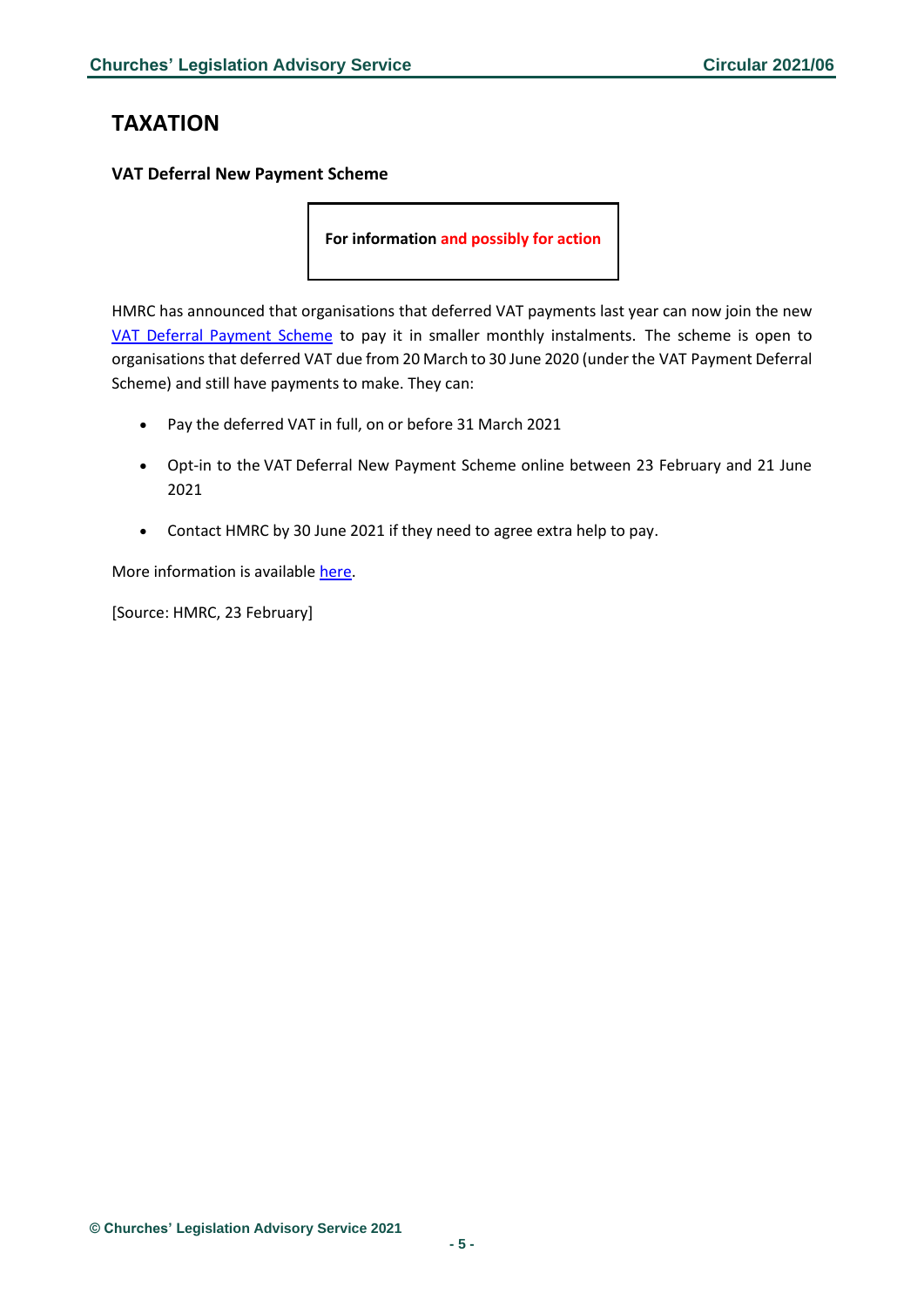# TAXATION

**VAT Deferral New Payment Scheme**

**For information and possibly for action**

HMRC has announced that organisations that deferred VAT payments last year can now join the new VAT Deferral Payment Scheme to pay it in smaller monthly instalments. The scheme is open to organisations that deferred VAT due from 20 March to 30 June 2020 (under the VAT Payment Deferral Scheme) and still have payments to make. They can:

- Pay the deferred VAT in full, on or before 31 March 2021
- Opt-in to the VAT Deferral New Payment Scheme online between 23 February and 21 June 2021
- Contact HMRC by 30 June 2021 if they need to agree extra help to pay.

More information is available here.

[Source: HMRC, 23 February]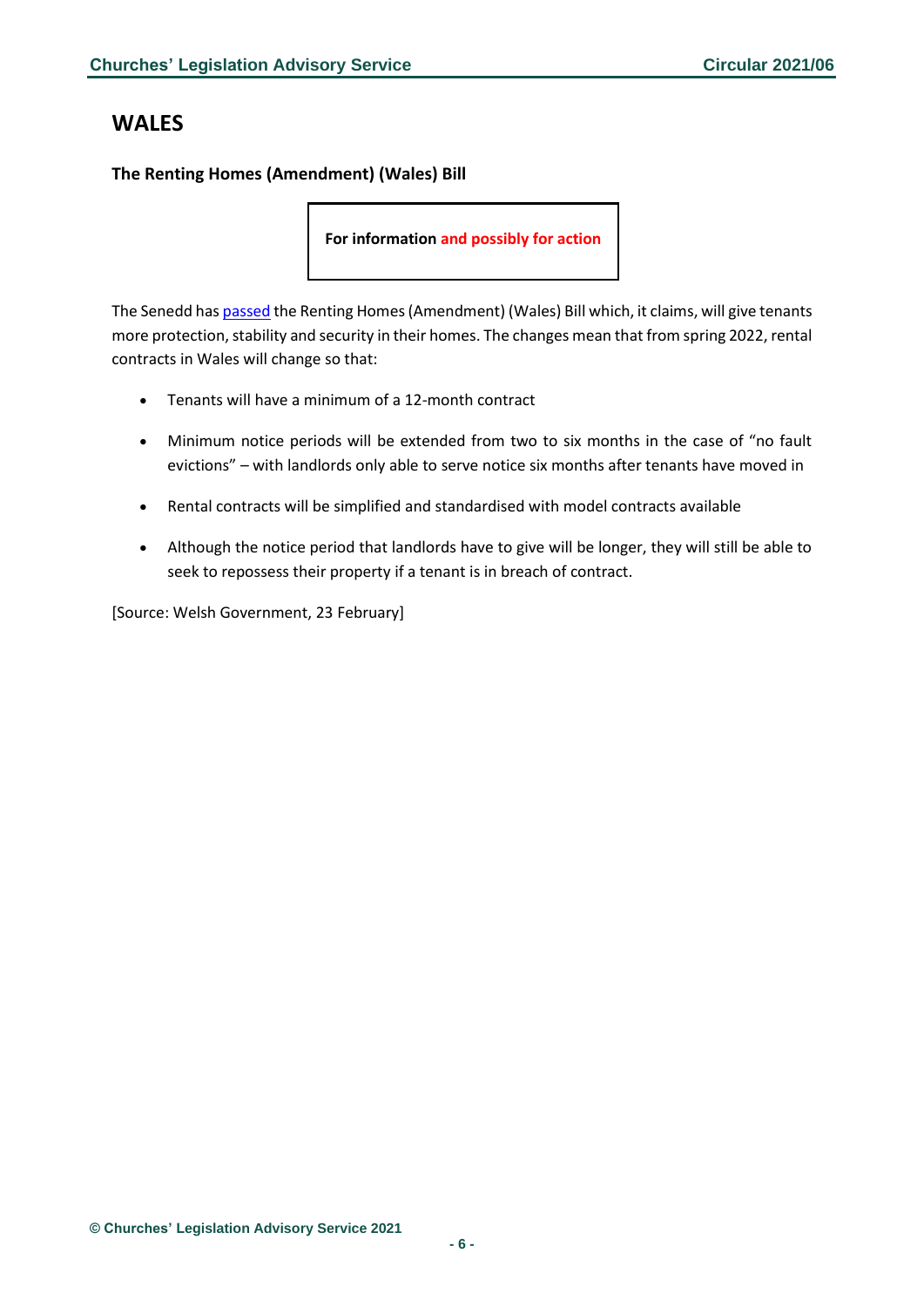# WALES

### The Renting Homes (Amendment) (Wales) Bill

**For information and possibly for action**

The Senedd has passed the Renting Homes (Amendment) (Wales) Bill which, it claims, will give tenants more protection, stability and security in their homes. The changes mean that from spring 2022, rental contracts in Wales will change so that:

- Tenants will have a minimum of a 12-month contract
- Minimum notice periods will be extended from two to six months in the case of "no fault evictions" – with landlords only able to serve notice six months after tenants have moved in
- Rental contracts will be simplified and standardised with model contracts available
- Although the notice period that landlords have to give will be longer, they will still be able to seek to repossess their property if a tenant is in breach of contract.

[Source: Welsh Government, 23 February]

© Churches' Legislation Advisory Service 2021